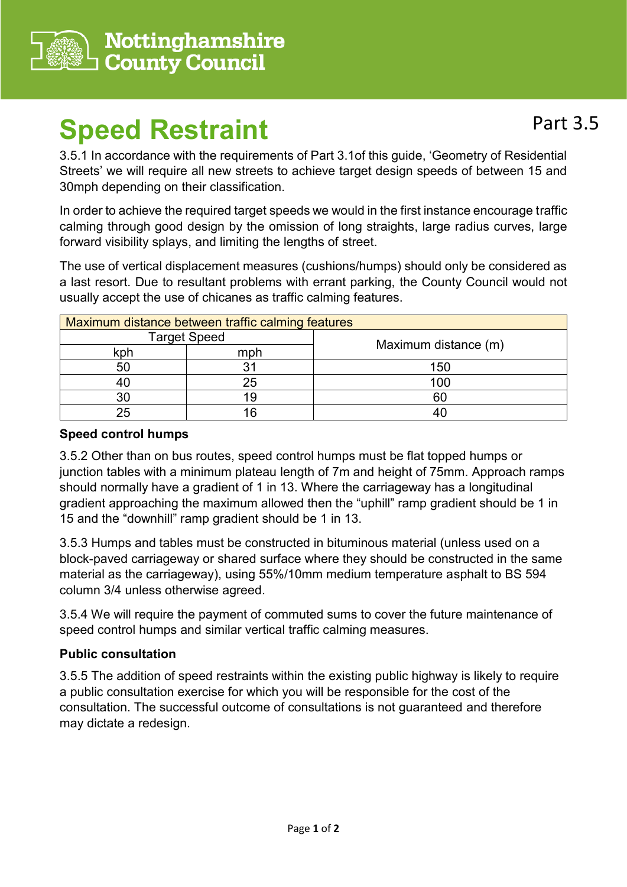Nottinghamshire County Council

# Speed Restraint

Part 3.5

3.5.1 In accordance with the requirements of Part 3.1of this guide, 'Geometry of Residential Streets' we will require all new streets to achieve target design speeds of between 15 and 30mph depending on their classification.

In order to achieve the required target speeds we would in the first instance encourage traffic calming through good design by the omission of long straights, large radius curves, large forward visibility splays, and limiting the lengths of street.

The use of vertical displacement measures (cushions/humps) should only be considered as a last resort. Due to resultant problems with errant parking, the County Council would not usually accept the use of chicanes as traffic calming features.

| Maximum distance between traffic calming features | | |
|---|---|---|
| Target Speed | | Maximum distance (m) |
| kph | mph | |
| 50 | 31 | 150 |
| 40 | 25 | 100 |
| 30 | 19 | 60 |
| 25 | 16 | 40 |

**Speed control humps**

3.5.2 Other than on bus routes, speed control humps must be flat topped humps or junction tables with a minimum plateau length of 7m and height of 75mm. Approach ramps should normally have a gradient of 1 in 13. Where the carriageway has a longitudinal gradient approaching the maximum allowed then the "uphill" ramp gradient should be 1 in 15 and the "downhill" ramp gradient should be 1 in 13.

3.5.3 Humps and tables must be constructed in bituminous material (unless used on a block-paved carriageway or shared surface where they should be constructed in the same material as the carriageway), using 55%/10mm medium temperature asphalt to BS 594 column 3/4 unless otherwise agreed.

3.5.4 We will require the payment of commuted sums to cover the future maintenance of speed control humps and similar vertical traffic calming measures.

**Public consultation**

3.5.5 The addition of speed restraints within the existing public highway is likely to require a public consultation exercise for which you will be responsible for the cost of the consultation. The successful outcome of consultations is not guaranteed and therefore may dictate a redesign.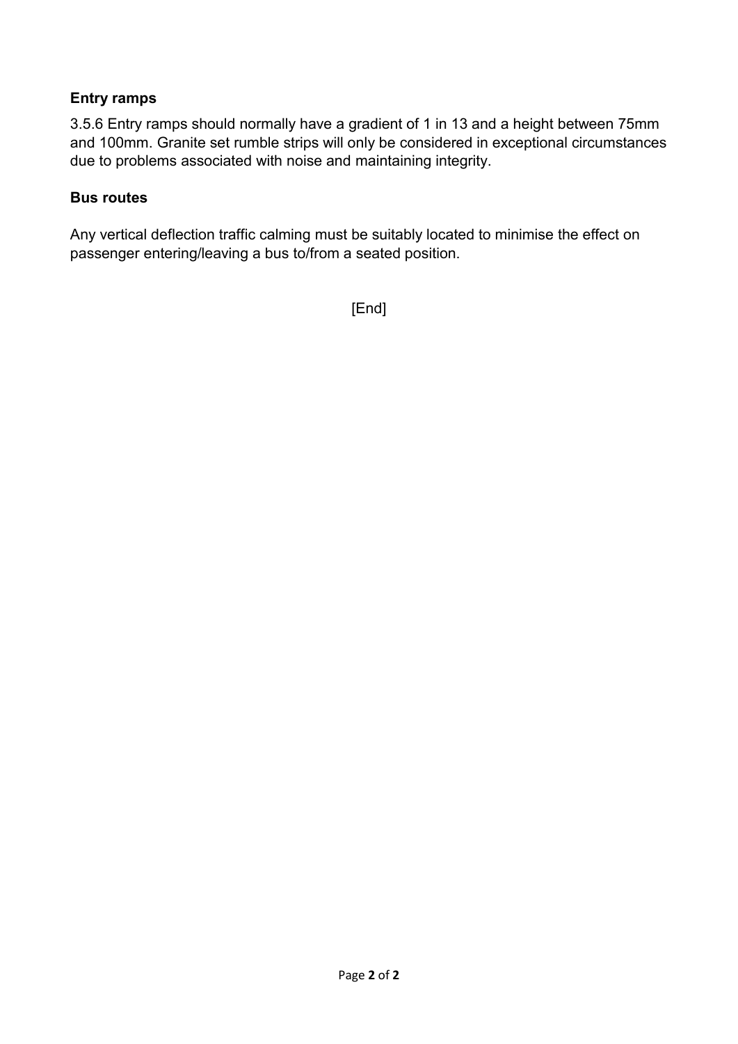### Entry ramps

3.5.6 Entry ramps should normally have a gradient of 1 in 13 and a height between 75mm and 100mm. Granite set rumble strips will only be considered in exceptional circumstances due to problems associated with noise and maintaining integrity.

### Bus routes

Any vertical deflection traffic calming must be suitably located to minimise the effect on passenger entering/leaving a bus to/from a seated position.

[End]